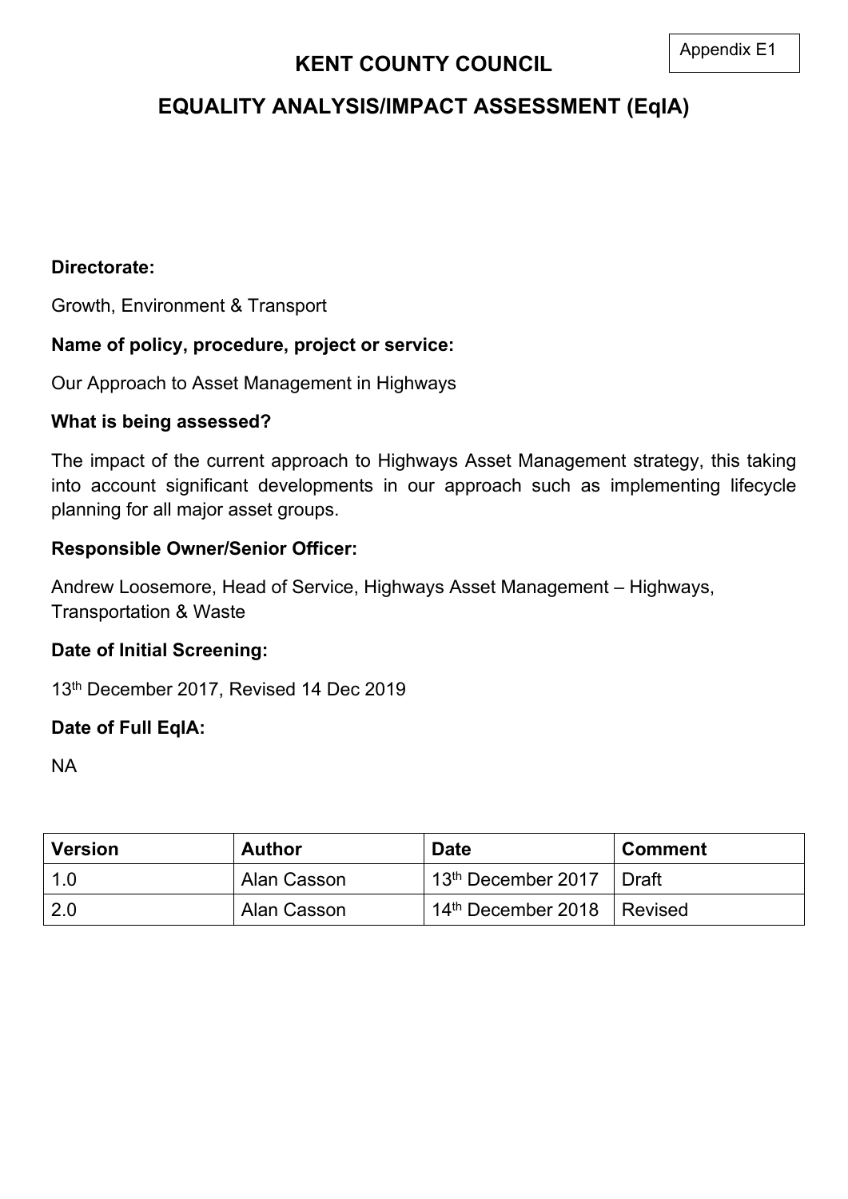Appendix E1

# KENT COUNTY COUNCIL

## EQUALITY ANALYSIS/IMPACT ASSESSMENT (EqIA)

**Directorate:**

Growth, Environment & Transport

**Name of policy, procedure, project or service:**

Our Approach to Asset Management in Highways

**What is being assessed?**

The impact of the current approach to Highways Asset Management strategy, this taking into account significant developments in our approach such as implementing lifecycle planning for all major asset groups.

**Responsible Owner/Senior Officer:**

Andrew Loosemore, Head of Service, Highways Asset Management – Highways, Transportation & Waste

**Date of Initial Screening:**

13th December 2017, Revised 14 Dec 2019

**Date of Full EqIA:**

NA

| Version | Author | Date | Comment |
|---|---|---|---|
| 1.0 | Alan Casson | 13th December 2017 | Draft |
| 2.0 | Alan Casson | 14th December 2018 | Revised |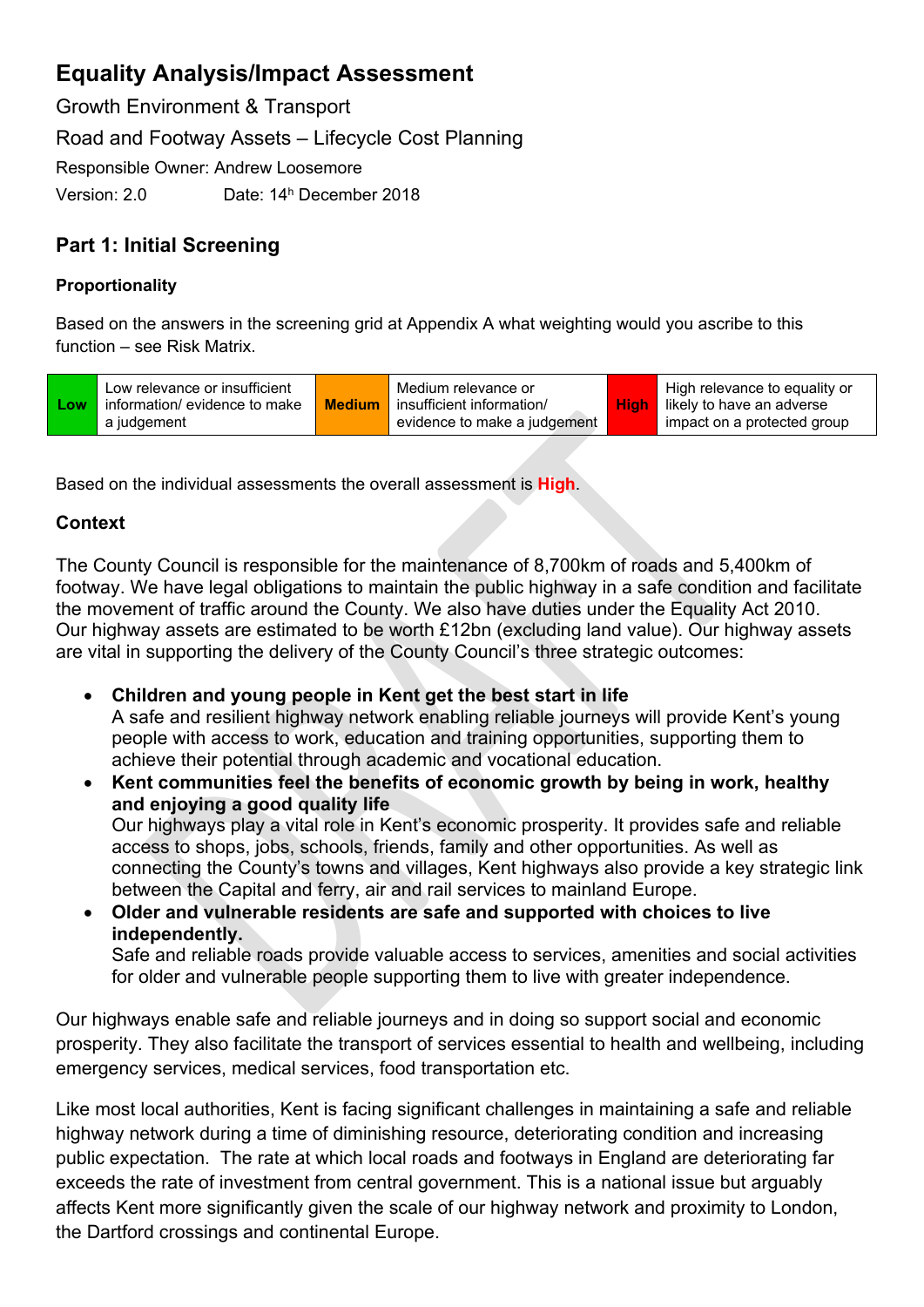# Equality Analysis/Impact Assessment

Growth Environment & Transport

Road and Footway Assets – Lifecycle Cost Planning

Responsible Owner: Andrew Loosemore

Version: 2.0 Date: 14h December 2018

## Part 1: Initial Screening

### Proportionality

Based on the answers in the screening grid at Appendix A what weighting would you ascribe to this function – see Risk Matrix.

| Low | Low relevance or insufficient information/ evidence to make a judgement | Medium | Medium relevance or insufficient information/ evidence to make a judgement | High | High relevance to equality or likely to have an adverse impact on a protected group |
|---|---|---|---|---|---|

Based on the individual assessments the overall assessment is **High**.

### Context

The County Council is responsible for the maintenance of 8,700km of roads and 5,400km of footway. We have legal obligations to maintain the public highway in a safe condition and facilitate the movement of traffic around the County. We also have duties under the Equality Act 2010. Our highway assets are estimated to be worth £12bn (excluding land value). Our highway assets are vital in supporting the delivery of the County Council's three strategic outcomes:

- **Children and young people in Kent get the best start in life**
  A safe and resilient highway network enabling reliable journeys will provide Kent's young people with access to work, education and training opportunities, supporting them to achieve their potential through academic and vocational education.
- **Kent communities feel the benefits of economic growth by being in work, healthy and enjoying a good quality life**
  Our highways play a vital role in Kent's economic prosperity. It provides safe and reliable access to shops, jobs, schools, friends, family and other opportunities. As well as connecting the County's towns and villages, Kent highways also provide a key strategic link between the Capital and ferry, air and rail services to mainland Europe.
- **Older and vulnerable residents are safe and supported with choices to live independently.**
  Safe and reliable roads provide valuable access to services, amenities and social activities for older and vulnerable people supporting them to live with greater independence.

Our highways enable safe and reliable journeys and in doing so support social and economic prosperity. They also facilitate the transport of services essential to health and wellbeing, including emergency services, medical services, food transportation etc.

Like most local authorities, Kent is facing significant challenges in maintaining a safe and reliable highway network during a time of diminishing resource, deteriorating condition and increasing public expectation. The rate at which local roads and footways in England are deteriorating far exceeds the rate of investment from central government. This is a national issue but arguably affects Kent more significantly given the scale of our highway network and proximity to London, the Dartford crossings and continental Europe.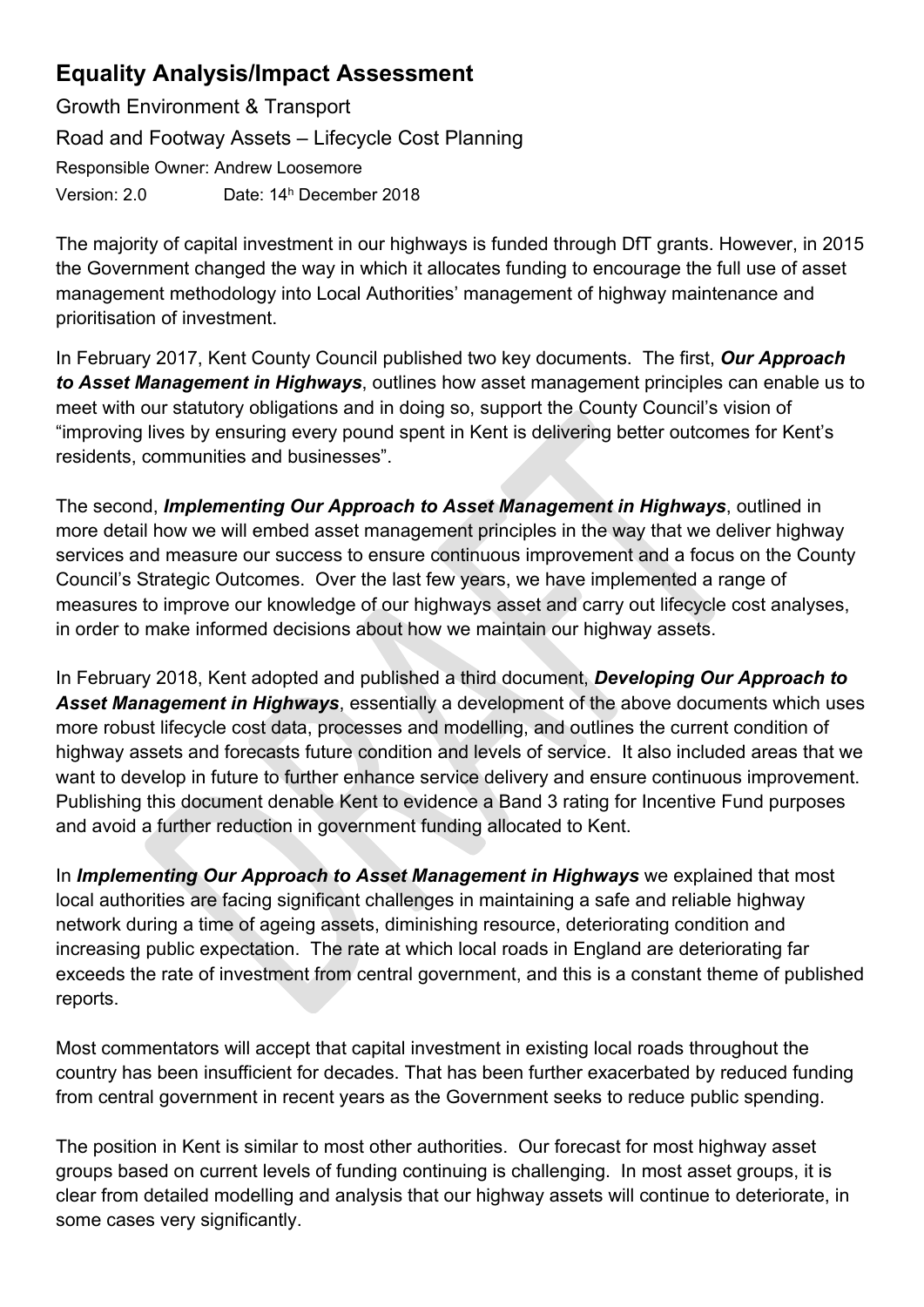# Equality Analysis/Impact Assessment

Growth Environment & Transport

Road and Footway Assets – Lifecycle Cost Planning

Responsible Owner: Andrew Loosemore

Version: 2.0 Date: 14h December 2018

The majority of capital investment in our highways is funded through DfT grants. However, in 2015 the Government changed the way in which it allocates funding to encourage the full use of asset management methodology into Local Authorities' management of highway maintenance and prioritisation of investment.

In February 2017, Kent County Council published two key documents. The first, ***Our Approach to Asset Management in Highways***, outlines how asset management principles can enable us to meet with our statutory obligations and in doing so, support the County Council's vision of "improving lives by ensuring every pound spent in Kent is delivering better outcomes for Kent's residents, communities and businesses".

The second, ***Implementing Our Approach to Asset Management in Highways***, outlined in more detail how we will embed asset management principles in the way that we deliver highway services and measure our success to ensure continuous improvement and a focus on the County Council's Strategic Outcomes. Over the last few years, we have implemented a range of measures to improve our knowledge of our highways asset and carry out lifecycle cost analyses, in order to make informed decisions about how we maintain our highway assets.

In February 2018, Kent adopted and published a third document, ***Developing Our Approach to Asset Management in Highways***, essentially a development of the above documents which uses more robust lifecycle cost data, processes and modelling, and outlines the current condition of highway assets and forecasts future condition and levels of service. It also included areas that we want to develop in future to further enhance service delivery and ensure continuous improvement. Publishing this document denable Kent to evidence a Band 3 rating for Incentive Fund purposes and avoid a further reduction in government funding allocated to Kent.

In ***Implementing Our Approach to Asset Management in Highways*** we explained that most local authorities are facing significant challenges in maintaining a safe and reliable highway network during a time of ageing assets, diminishing resource, deteriorating condition and increasing public expectation. The rate at which local roads in England are deteriorating far exceeds the rate of investment from central government, and this is a constant theme of published reports.

Most commentators will accept that capital investment in existing local roads throughout the country has been insufficient for decades. That has been further exacerbated by reduced funding from central government in recent years as the Government seeks to reduce public spending.

The position in Kent is similar to most other authorities. Our forecast for most highway asset groups based on current levels of funding continuing is challenging. In most asset groups, it is clear from detailed modelling and analysis that our highway assets will continue to deteriorate, in some cases very significantly.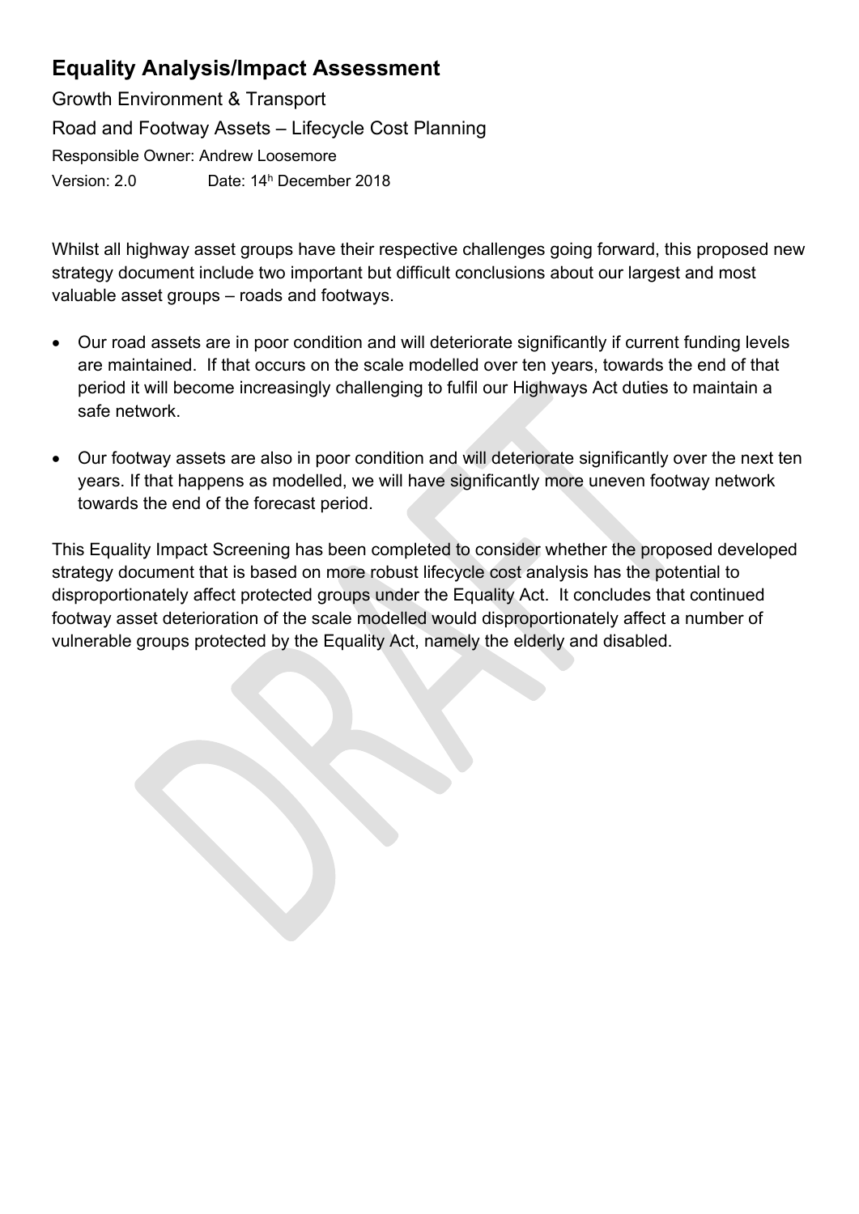# Equality Analysis/Impact Assessment

Growth Environment & Transport

Road and Footway Assets – Lifecycle Cost Planning

Responsible Owner: Andrew Loosemore

Version: 2.0 Date: 14h December 2018

Whilst all highway asset groups have their respective challenges going forward, this proposed new strategy document include two important but difficult conclusions about our largest and most valuable asset groups – roads and footways.

- Our road assets are in poor condition and will deteriorate significantly if current funding levels are maintained. If that occurs on the scale modelled over ten years, towards the end of that period it will become increasingly challenging to fulfil our Highways Act duties to maintain a safe network.

- Our footway assets are also in poor condition and will deteriorate significantly over the next ten years. If that happens as modelled, we will have significantly more uneven footway network towards the end of the forecast period.

This Equality Impact Screening has been completed to consider whether the proposed developed strategy document that is based on more robust lifecycle cost analysis has the potential to disproportionately affect protected groups under the Equality Act. It concludes that continued footway asset deterioration of the scale modelled would disproportionately affect a number of vulnerable groups protected by the Equality Act, namely the elderly and disabled.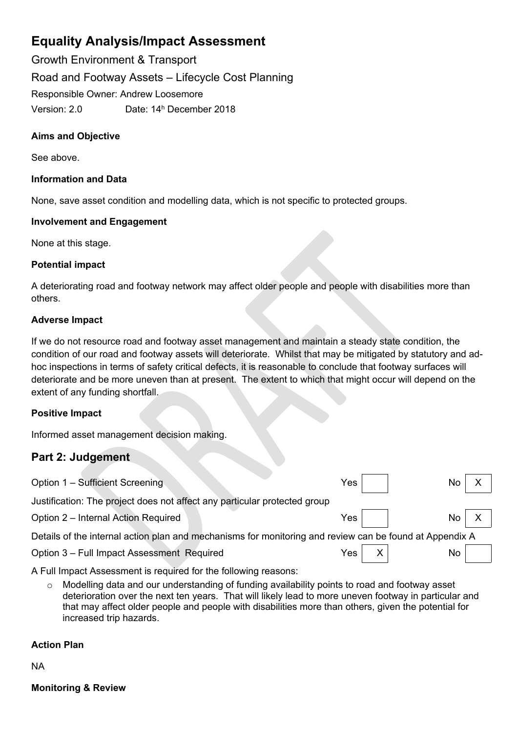# Equality Analysis/Impact Assessment

Growth Environment & Transport

Road and Footway Assets – Lifecycle Cost Planning

Responsible Owner: Andrew Loosemore

Version: 2.0 Date: 14h December 2018

**Aims and Objective**

See above.

**Information and Data**

None, save asset condition and modelling data, which is not specific to protected groups.

**Involvement and Engagement**

None at this stage.

**Potential impact**

A deteriorating road and footway network may affect older people and people with disabilities more than others.

**Adverse Impact**

If we do not resource road and footway asset management and maintain a steady state condition, the condition of our road and footway assets will deteriorate. Whilst that may be mitigated by statutory and ad-hoc inspections in terms of safety critical defects, it is reasonable to conclude that footway surfaces will deteriorate and be more uneven than at present. The extent to which that might occur will depend on the extent of any funding shortfall.

**Positive Impact**

Informed asset management decision making.

## Part 2: Judgement

| Option | Yes | No |
|---|---|---|
| Option 1 – Sufficient Screening | | X |

Justification: The project does not affect any particular protected group

| Option | Yes | No |
|---|---|---|
| Option 2 – Internal Action Required | | X |

Details of the internal action plan and mechanisms for monitoring and review can be found at Appendix A

| Option | Yes | No |
|---|---|---|
| Option 3 – Full Impact Assessment Required | X | |

A Full Impact Assessment is required for the following reasons:

- Modelling data and our understanding of funding availability points to road and footway asset deterioration over the next ten years. That will likely lead to more uneven footway in particular and that may affect older people and people with disabilities more than others, given the potential for increased trip hazards.

**Action Plan**

NA

**Monitoring & Review**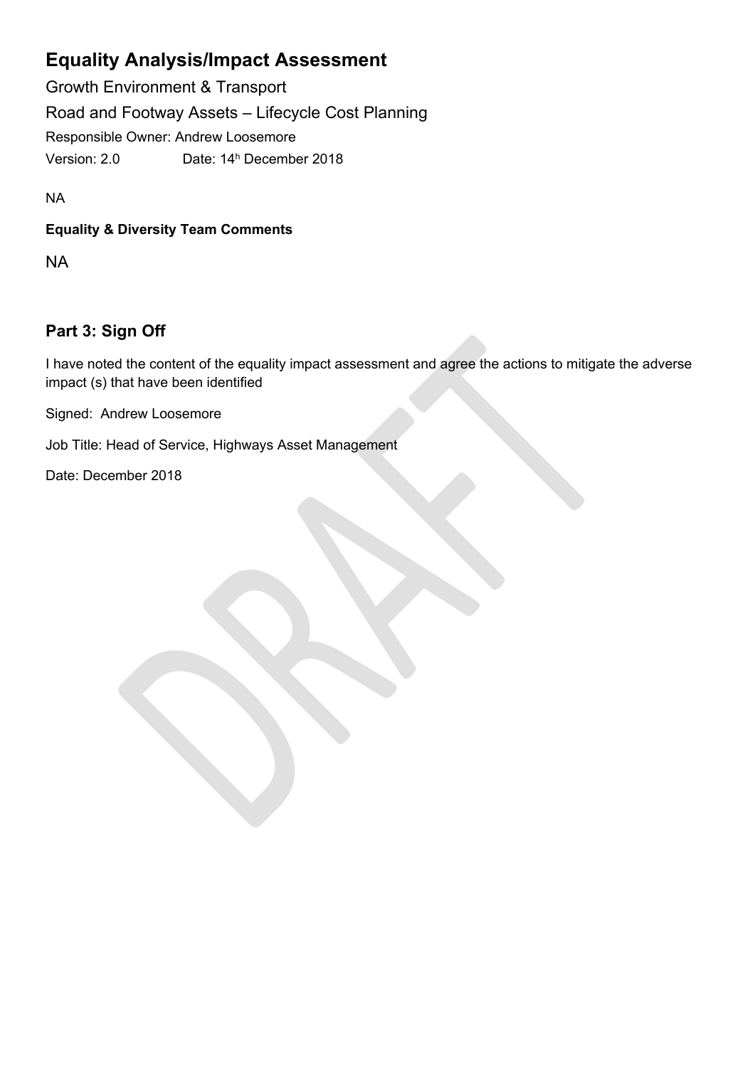NA

**Equality & Diversity Team Comments**

NA

## Part 3: Sign Off

I have noted the content of the equality impact assessment and agree the actions to mitigate the adverse impact (s) that have been identified

Signed: Andrew Loosemore

Job Title: Head of Service, Highways Asset Management

Date: December 2018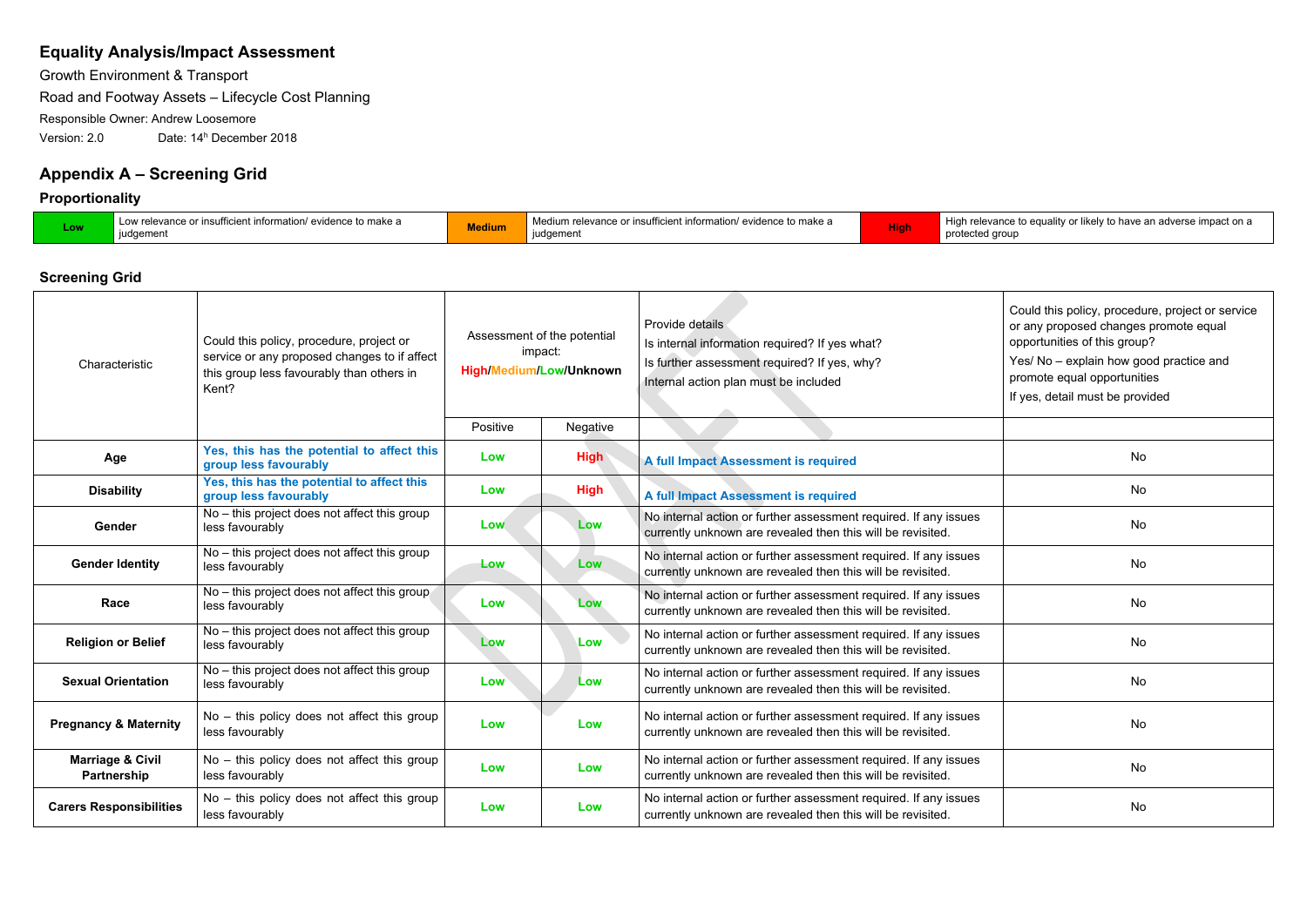## Equality Analysis/Impact Assessment

Growth Environment & Transport

Road and Footway Assets – Lifecycle Cost Planning

Responsible Owner: Andrew Loosemore

Version: 2.0 Date: 14th December 2018

## Appendix A – Screening Grid

### Proportionality

| | | | | | |
|---|---|---|---|---|---|
| Low | Low relevance or insufficient information/ evidence to make a judgement | Medium | Medium relevance or insufficient information/ evidence to make a judgement | High | High relevance to equality or likely to have an adverse impact on a protected group |

### Screening Grid

| Characteristic | Could this policy, procedure, project or service or any proposed changes to if affect this group less favourably than others in Kent? | Assessment of the potential impact: High/Medium/Low/Unknown | | Provide details<br>Is internal information required? If yes what?<br>Is further assessment required? If yes, why?<br>Internal action plan must be included | Could this policy, procedure, project or service or any proposed changes promote equal opportunities of this group?<br>Yes/ No – explain how good practice and promote equal opportunities<br>If yes, detail must be provided |
|---|---|---|---|---|---|
| | | Positive | Negative | | |
| **Age** | **Yes, this has the potential to affect this group less favourably** | **Low** | **High** | **A full Impact Assessment is required** | No |
| **Disability** | **Yes, this has the potential to affect this group less favourably** | **Low** | **High** | **A full Impact Assessment is required** | No |
| **Gender** | No – this project does not affect this group less favourably | **Low** | **Low** | No internal action or further assessment required. If any issues currently unknown are revealed then this will be revisited. | No |
| **Gender Identity** | No – this project does not affect this group less favourably | **Low** | **Low** | No internal action or further assessment required. If any issues currently unknown are revealed then this will be revisited. | No |
| **Race** | No – this project does not affect this group less favourably | **Low** | **Low** | No internal action or further assessment required. If any issues currently unknown are revealed then this will be revisited. | No |
| **Religion or Belief** | No – this project does not affect this group less favourably | **Low** | **Low** | No internal action or further assessment required. If any issues currently unknown are revealed then this will be revisited. | No |
| **Sexual Orientation** | No – this project does not affect this group less favourably | **Low** | **Low** | No internal action or further assessment required. If any issues currently unknown are revealed then this will be revisited. | No |
| **Pregnancy & Maternity** | No – this policy does not affect this group less favourably | **Low** | **Low** | No internal action or further assessment required. If any issues currently unknown are revealed then this will be revisited. | No |
| **Marriage & Civil Partnership** | No – this policy does not affect this group less favourably | **Low** | **Low** | No internal action or further assessment required. If any issues currently unknown are revealed then this will be revisited. | No |
| **Carers Responsibilities** | No – this policy does not affect this group less favourably | **Low** | **Low** | No internal action or further assessment required. If any issues currently unknown are revealed then this will be revisited. | No |